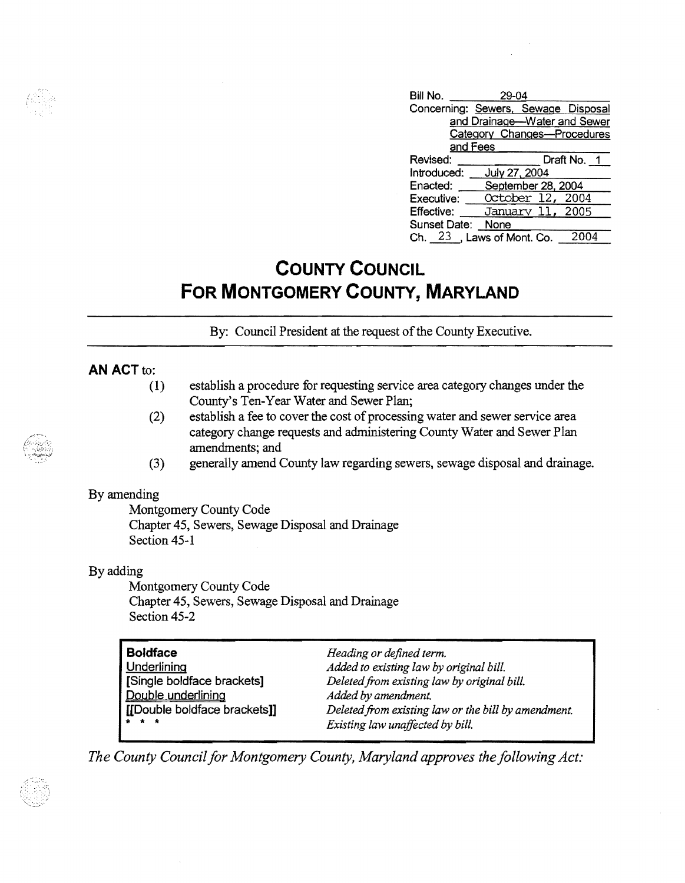Bill No. 29-04
Concerning: Sewers, Sewage Disposal and Drainage—Water and Sewer Category Changes—Procedures and Fees
Revised: ____________ Draft No. 1
Introduced: July 27, 2004
Enacted: September 28, 2004
Executive: October 12, 2004
Effective: January 11, 2005
Sunset Date: None
Ch. 23, Laws of Mont. Co. 2004

# COUNTY COUNCIL
# FOR MONTGOMERY COUNTY, MARYLAND

By: Council President at the request of the County Executive.

**AN ACT** to:

(1) establish a procedure for requesting service area category changes under the County's Ten-Year Water and Sewer Plan;

(2) establish a fee to cover the cost of processing water and sewer service area category change requests and administering County Water and Sewer Plan amendments; and

(3) generally amend County law regarding sewers, sewage disposal and drainage.

By amending
Montgomery County Code
Chapter 45, Sewers, Sewage Disposal and Drainage
Section 45-1

By adding
Montgomery County Code
Chapter 45, Sewers, Sewage Disposal and Drainage
Section 45-2

| | |
|---|---|
| **Boldface** | *Heading or defined term.* |
| Underlining | *Added to existing law by original bill.* |
| [Single boldface brackets] | *Deleted from existing law by original bill.* |
| Double underlining | *Added by amendment.* |
| [[Double boldface brackets]] | *Deleted from existing law or the bill by amendment.* |
| * * * | *Existing law unaffected by bill.* |

*The County Council for Montgomery County, Maryland approves the following Act:*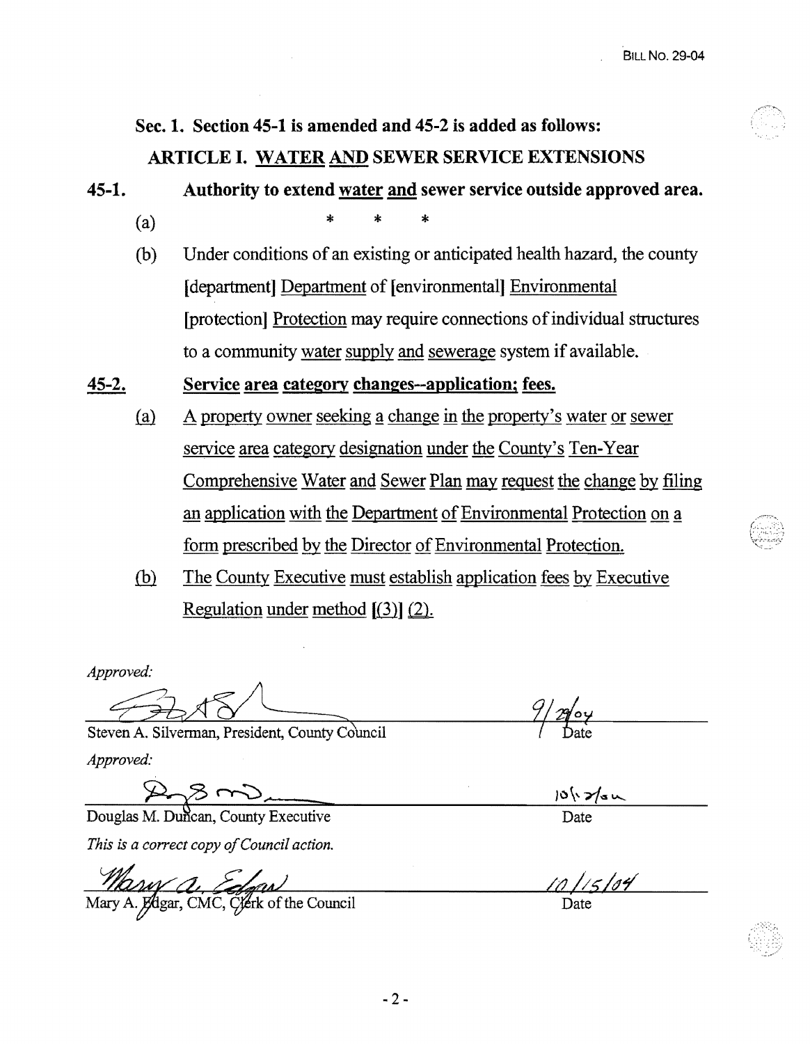**Sec. 1. Section 45-1 is amended and 45-2 is added as follows:**

**ARTICLE I. WATER AND SEWER SERVICE EXTENSIONS**

**45-1. Authority to extend water and sewer service outside approved area.**

(a) * * *

(b) Under conditions of an existing or anticipated health hazard, the county [department] Department of [environmental] Environmental [protection] Protection may require connections of individual structures to a community water supply and sewerage system if available.

**45-2. Service area category changes--application; fees.**

(a) A property owner seeking a change in the property's water or sewer service area category designation under the County's Ten-Year Comprehensive Water and Sewer Plan may request the change by filing an application with the Department of Environmental Protection on a form prescribed by the Director of Environmental Protection.

(b) The County Executive must establish application fees by Executive Regulation under method [(3)] (2).

*Approved:*

Steven A. Silverman, President, County Council — Date: 9/29/04

*Approved:*

Douglas M. Duncan, County Executive — Date: 10/1/04

*This is a correct copy of Council action.*

Mary A. Edgar, CMC, Clerk of the Council — Date: 10/15/04